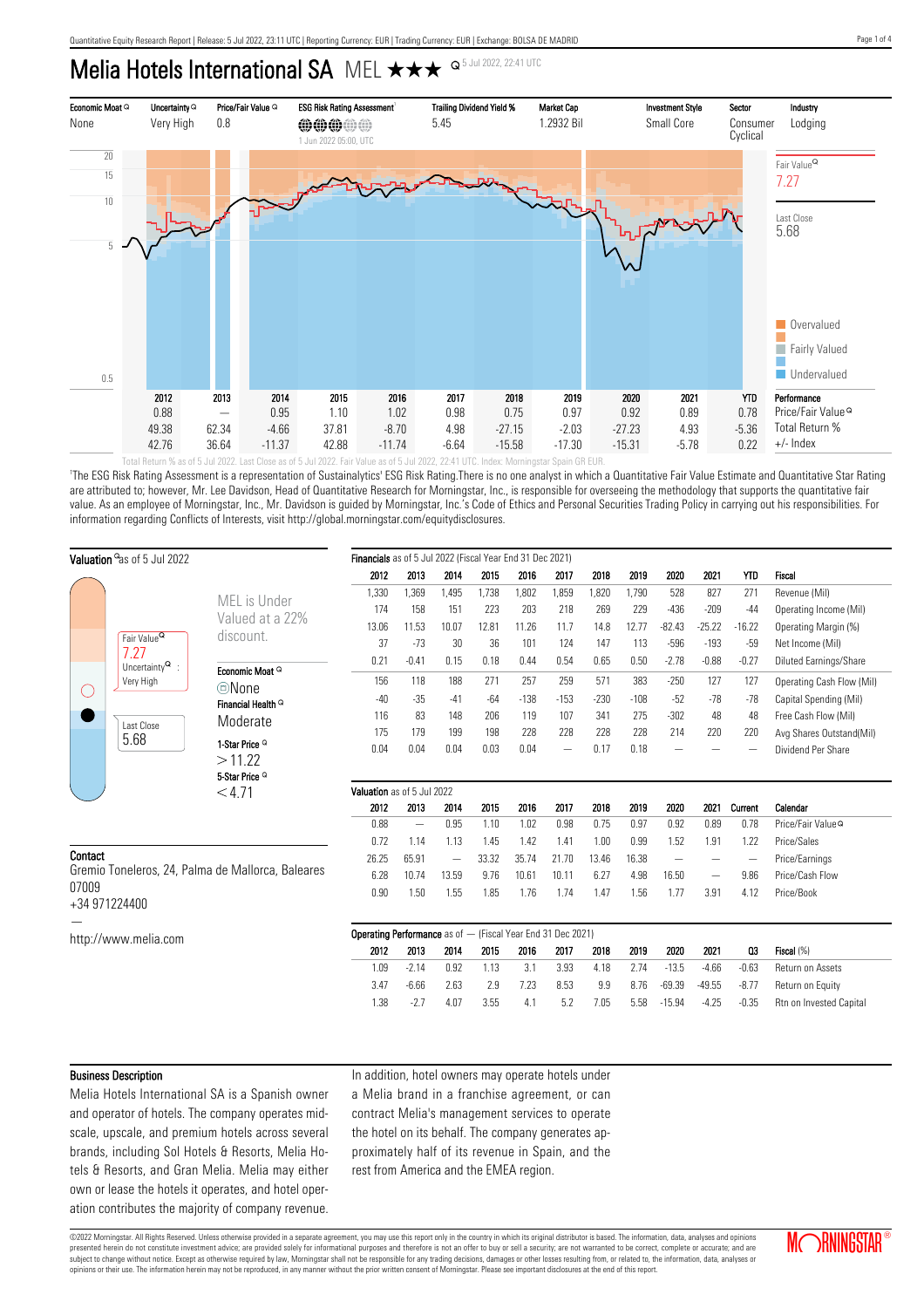# Melia Hotels International SA MEL ★★★

5 Jul 2022, 22:41 UTC

| Economic Moat | Uncertainty | Price/Fair Value | ESG Risk Rating Assessment[1] | Trailing Dividend Yield % | Market Cap | Investment Style | Sector | Industry |
|---|---|---|---|---|---|---|---|---|
| None | Very High | 0.8 | 1 Jun 2022 05:00, UTC | 5.45 | 1.2932 Bil | Small Core | Consumer Cyclical | Lodging |

20
15
10
5
0.5

Fair Value
7.27

Last Close
5.68

Overvalued
Fairly Valued
Undervalued

| 2012 | 2013 | 2014 | 2015 | 2016 | 2017 | 2018 | 2019 | 2020 | 2021 | YTD | Performance |
|---|---|---|---|---|---|---|---|---|---|---|---|
| 0.88 | — | 0.95 | 1.10 | 1.02 | 0.98 | 0.75 | 0.97 | 0.92 | 0.89 | 0.78 | Price/Fair Value |
| 49.38 | 62.34 | -4.66 | 37.81 | -8.70 | 4.98 | -27.15 | -2.03 | -27.23 | 4.93 | -5.36 | Total Return % |
| 42.76 | 36.64 | -11.37 | 42.88 | -11.74 | -6.64 | -15.58 | -17.30 | -15.31 | -5.78 | 0.22 | +/- Index |

Total Return % as of 5 Jul 2022. Last Close as of 5 Jul 2022. Fair Value as of 5 Jul 2022, 22:41 UTC. Index: Morningstar Spain GR EUR.

[1]The ESG Risk Rating Assessment is a representation of Sustainalytics' ESG Risk Rating.There is no one analyst in which a Quantitative Fair Value Estimate and Quantitative Star Rating are attributed to; however, Mr. Lee Davidson, Head of Quantitative Research for Morningstar, Inc., is responsible for overseeing the methodology that supports the quantitative fair value. As an employee of Morningstar, Inc., Mr. Davidson is guided by Morningstar, Inc.'s Code of Ethics and Personal Securities Trading Policy in carrying out his responsibilities. For information regarding Conflicts of Interests, visit http://global.morningstar.com/equitydisclosures.

## Valuation as of 5 Jul 2022

Fair Value 7.27
Uncertainty : Very High
Last Close 5.68

MEL is Under Valued at a 22% discount.

Economic Moat: None
Financial Health: Moderate
1-Star Price: > 11.22
5-Star Price: < 4.71

## Contact

Gremio Toneleros, 24, Palma de Mallorca, Baleares 07009
+34 971224400
—
http://www.melia.com

## Financials as of 5 Jul 2022 (Fiscal Year End 31 Dec 2021)

| 2012 | 2013 | 2014 | 2015 | 2016 | 2017 | 2018 | 2019 | 2020 | 2021 | YTD | Fiscal |
|---|---|---|---|---|---|---|---|---|---|---|---|
| 1,330 | 1,369 | 1,495 | 1,738 | 1,802 | 1,859 | 1,820 | 1,790 | 528 | 827 | 271 | Revenue (Mil) |
| 174 | 158 | 151 | 223 | 203 | 218 | 269 | 229 | -436 | -209 | -44 | Operating Income (Mil) |
| 13.06 | 11.53 | 10.07 | 12.81 | 11.26 | 11.7 | 14.8 | 12.77 | -82.43 | -25.22 | -16.22 | Operating Margin (%) |
| 37 | -73 | 30 | 36 | 101 | 124 | 147 | 113 | -596 | -193 | -59 | Net Income (Mil) |
| 0.21 | -0.41 | 0.15 | 0.18 | 0.44 | 0.54 | 0.65 | 0.50 | -2.78 | -0.88 | -0.27 | Diluted Earnings/Share |
| 156 | 118 | 188 | 271 | 257 | 259 | 571 | 383 | -250 | 127 | 127 | Operating Cash Flow (Mil) |
| -40 | -35 | -41 | -64 | -138 | -153 | -230 | -108 | -52 | -78 | -78 | Capital Spending (Mil) |
| 116 | 83 | 148 | 206 | 119 | 107 | 341 | 275 | -302 | 48 | 48 | Free Cash Flow (Mil) |
| 175 | 179 | 199 | 198 | 228 | 228 | 228 | 228 | 214 | 220 | 220 | Avg Shares Outstand(Mil) |
| 0.04 | 0.04 | 0.04 | 0.03 | 0.04 | — | 0.17 | 0.18 | — | — | — | Dividend Per Share |

## Valuation as of 5 Jul 2022

| 2012 | 2013 | 2014 | 2015 | 2016 | 2017 | 2018 | 2019 | 2020 | 2021 | Current | Calendar |
|---|---|---|---|---|---|---|---|---|---|---|---|
| 0.88 | — | 0.95 | 1.10 | 1.02 | 0.98 | 0.75 | 0.97 | 0.92 | 0.89 | 0.78 | Price/Fair Value |
| 0.72 | 1.14 | 1.13 | 1.45 | 1.42 | 1.41 | 1.00 | 0.99 | 1.52 | 1.91 | 1.22 | Price/Sales |
| 26.25 | 65.91 | — | 33.32 | 35.74 | 21.70 | 13.46 | 16.38 | — | — | — | Price/Earnings |
| 6.28 | 10.74 | 13.59 | 9.76 | 10.61 | 10.11 | 6.27 | 4.98 | 16.50 | — | 9.86 | Price/Cash Flow |
| 0.90 | 1.50 | 1.55 | 1.85 | 1.76 | 1.74 | 1.47 | 1.56 | 1.77 | 3.91 | 4.12 | Price/Book |

## Operating Performance as of — (Fiscal Year End 31 Dec 2021)

| 2012 | 2013 | 2014 | 2015 | 2016 | 2017 | 2018 | 2019 | 2020 | 2021 | Q3 | Fiscal (%) |
|---|---|---|---|---|---|---|---|---|---|---|---|
| 1.09 | -2.14 | 0.92 | 1.13 | 3.1 | 3.93 | 4.18 | 2.74 | -13.5 | -4.66 | -0.63 | Return on Assets |
| 3.47 | -6.66 | 2.63 | 2.9 | 7.23 | 8.53 | 9.9 | 8.76 | -69.39 | -49.55 | -8.77 | Return on Equity |
| 1.38 | -2.7 | 4.07 | 3.55 | 4.1 | 5.2 | 7.05 | 5.58 | -15.94 | -4.25 | -0.35 | Rtn on Invested Capital |

## Business Description

Melia Hotels International SA is a Spanish owner and operator of hotels. The company operates mid-scale, upscale, and premium hotels across several brands, including Sol Hotels & Resorts, Melia Hotels & Resorts, and Gran Melia. Melia may either own or lease the hotels it operates, and hotel operation contributes the majority of company revenue. In addition, hotel owners may operate hotels under a Melia brand in a franchise agreement, or can contract Melia's management services to operate the hotel on its behalf. The company generates approximately half of its revenue in Spain, and the rest from America and the EMEA region.

©2022 Morningstar. All Rights Reserved. Unless otherwise provided in a separate agreement, you may use this report only in the country in which its original distributor is based. The information, data, analyses and opinions presented herein do not constitute investment advice; are provided solely for informational purposes and therefore is not an offer to buy or sell a security; are not warranted to be correct, complete or accurate; and are subject to change without notice. Except as otherwise required by law, Morningstar shall not be responsible for any trading decisions, damages or other losses resulting from, or related to, the information, data, analyses or opinions or their use. The information herein may not be reproduced, in any manner without the prior written consent of Morningstar. Please see important disclosures at the end of this report.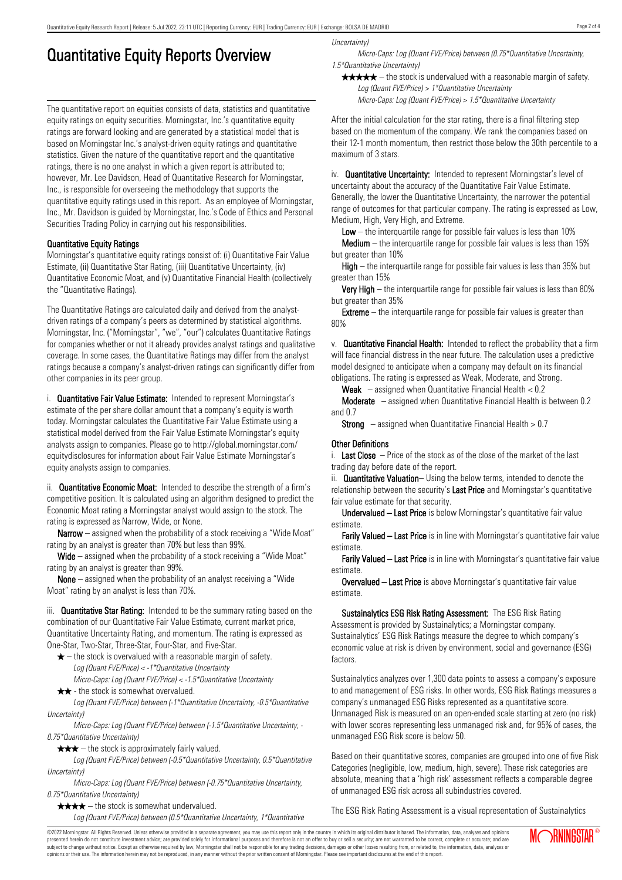# Quantitative Equity Reports Overview

The quantitative report on equities consists of data, statistics and quantitative equity ratings on equity securities. Morningstar, Inc.'s quantitative equity ratings are forward looking and are generated by a statistical model that is based on Morningstar Inc.'s analyst-driven equity ratings and quantitative statistics. Given the nature of the quantitative report and the quantitative ratings, there is no one analyst in which a given report is attributed to; however, Mr. Lee Davidson, Head of Quantitative Research for Morningstar, Inc., is responsible for overseeing the methodology that supports the quantitative equity ratings used in this report. As an employee of Morningstar, Inc., Mr. Davidson is guided by Morningstar, Inc.'s Code of Ethics and Personal Securities Trading Policy in carrying out his responsibilities.

### Quantitative Equity Ratings

Morningstar's quantitative equity ratings consist of: (i) Quantitative Fair Value Estimate, (ii) Quantitative Star Rating, (iii) Quantitative Uncertainty, (iv) Quantitative Economic Moat, and (v) Quantitative Financial Health (collectively the "Quantitative Ratings).

The Quantitative Ratings are calculated daily and derived from the analyst-driven ratings of a company's peers as determined by statistical algorithms. Morningstar, Inc. ("Morningstar", "we", "our") calculates Quantitative Ratings for companies whether or not it already provides analyst ratings and qualitative coverage. In some cases, the Quantitative Ratings may differ from the analyst ratings because a company's analyst-driven ratings can significantly differ from other companies in its peer group.

i. **Quantitative Fair Value Estimate:** Intended to represent Morningstar's estimate of the per share dollar amount that a company's equity is worth today. Morningstar calculates the Quantitative Fair Value Estimate using a statistical model derived from the Fair Value Estimate Morningstar's equity analysts assign to companies. Please go to http://global.morningstar.com/equitydisclosures for information about Fair Value Estimate Morningstar's equity analysts assign to companies.

ii. **Quantitative Economic Moat:** Intended to describe the strength of a firm's competitive position. It is calculated using an algorithm designed to predict the Economic Moat rating a Morningstar analyst would assign to the stock. The rating is expressed as Narrow, Wide, or None.

**Narrow** – assigned when the probability of a stock receiving a "Wide Moat" rating by an analyst is greater than 70% but less than 99%.

**Wide** – assigned when the probability of a stock receiving a "Wide Moat" rating by an analyst is greater than 99%.

**None** – assigned when the probability of an analyst receiving a "Wide Moat" rating by an analyst is less than 70%.

iii. **Quantitative Star Rating:** Intended to be the summary rating based on the combination of our Quantitative Fair Value Estimate, current market price, Quantitative Uncertainty Rating, and momentum. The rating is expressed as One-Star, Two-Star, Three-Star, Four-Star, and Five-Star.

★ – the stock is overvalued with a reasonable margin of safety.
*Log (Quant FVE/Price) < -1\*Quantitative Uncertainty*
*Micro-Caps: Log (Quant FVE/Price) < -1.5\*Quantitative Uncertainty*

★★ - the stock is somewhat overvalued.
*Log (Quant FVE/Price) between (-1\*Quantitative Uncertainty, -0.5\*Quantitative Uncertainty)*
*Micro-Caps: Log (Quant FVE/Price) between (-1.5\*Quantitative Uncertainty, -0.75\*Quantitative Uncertainty)*

★★★ – the stock is approximately fairly valued.
*Log (Quant FVE/Price) between (-0.5\*Quantitative Uncertainty, 0.5\*Quantitative Uncertainty)*
*Micro-Caps: Log (Quant FVE/Price) between (-0.75\*Quantitative Uncertainty, 0.75\*Quantitative Uncertainty)*

★★★★ – the stock is somewhat undervalued.
*Log (Quant FVE/Price) between (0.5\*Quantitative Uncertainty, 1\*Quantitative Uncertainty)*
*Micro-Caps: Log (Quant FVE/Price) between (0.75\*Quantitative Uncertainty, 1.5\*Quantitative Uncertainty)*

★★★★★ – the stock is undervalued with a reasonable margin of safety.
*Log (Quant FVE/Price) > 1\*Quantitative Uncertainty*
*Micro-Caps: Log (Quant FVE/Price) > 1.5\*Quantitative Uncertainty*

After the initial calculation for the star rating, there is a final filtering step based on the momentum of the company. We rank the companies based on their 12-1 month momentum, then restrict those below the 30th percentile to a maximum of 3 stars.

iv. **Quantitative Uncertainty:** Intended to represent Morningstar's level of uncertainty about the accuracy of the Quantitative Fair Value Estimate. Generally, the lower the Quantitative Uncertainty, the narrower the potential range of outcomes for that particular company. The rating is expressed as Low, Medium, High, Very High, and Extreme.

**Low** – the interquartile range for possible fair values is less than 10%

**Medium** – the interquartile range for possible fair values is less than 15% but greater than 10%

**High** – the interquartile range for possible fair values is less than 35% but greater than 15%

**Very High** – the interquartile range for possible fair values is less than 80% but greater than 35%

**Extreme** – the interquartile range for possible fair values is greater than 80%

v. **Quantitative Financial Health:** Intended to reflect the probability that a firm will face financial distress in the near future. The calculation uses a predictive model designed to anticipate when a company may default on its financial obligations. The rating is expressed as Weak, Moderate, and Strong.

**Weak** – assigned when Quantitative Financial Health < 0.2

**Moderate** – assigned when Quantitative Financial Health is between 0.2 and 0.7

**Strong** – assigned when Quantitative Financial Health > 0.7

### Other Definitions

i. **Last Close** – Price of the stock as of the close of the market of the last trading day before date of the report.

ii. **Quantitative Valuation**– Using the below terms, intended to denote the relationship between the security's **Last Price** and Morningstar's quantitative fair value estimate for that security.

**Undervalued – Last Price** is below Morningstar's quantitative fair value estimate.

**Farily Valued – Last Price** is in line with Morningstar's quantitative fair value estimate.

**Farily Valued – Last Price** is in line with Morningstar's quantitative fair value estimate.

**Overvalued – Last Price** is above Morningstar's quantitative fair value estimate.

**Sustainalytics ESG Risk Rating Assessment:** The ESG Risk Rating Assessment is provided by Sustainalytics; a Morningstar company. Sustainalytics' ESG Risk Ratings measure the degree to which company's economic value at risk is driven by environment, social and governance (ESG) factors.

Sustainalytics analyzes over 1,300 data points to assess a company's exposure to and management of ESG risks. In other words, ESG Risk Ratings measures a company's unmanaged ESG Risks represented as a quantitative score. Unmanaged Risk is measured on an open-ended scale starting at zero (no risk) with lower scores representing less unmanaged risk and, for 95% of cases, the unmanaged ESG Risk score is below 50.

Based on their quantitative scores, companies are grouped into one of five Risk Categories (negligible, low, medium, high, severe). These risk categories are absolute, meaning that a 'high risk' assessment reflects a comparable degree of unmanaged ESG risk across all subindustries covered.

The ESG Risk Rating Assessment is a visual representation of Sustainalytics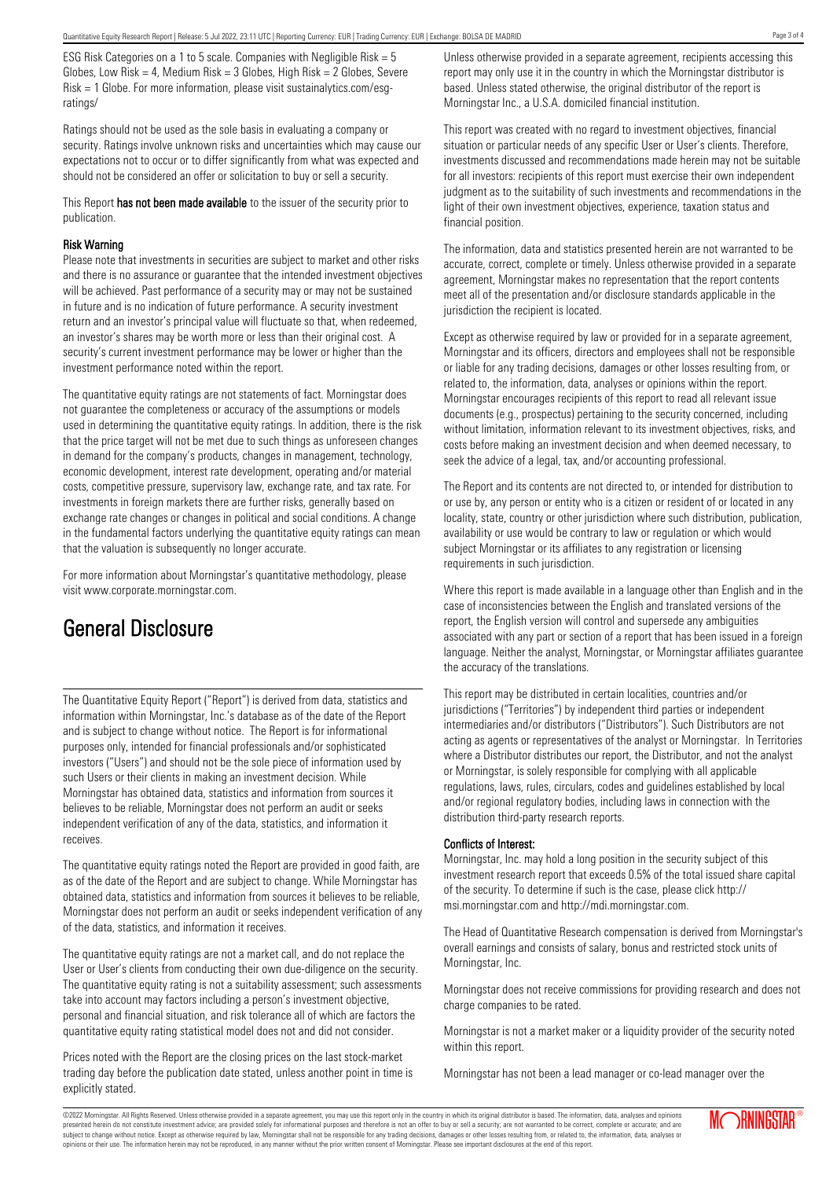ESG Risk Categories on a 1 to 5 scale. Companies with Negligible Risk = 5 Globes, Low Risk = 4, Medium Risk = 3 Globes, High Risk = 2 Globes, Severe Risk = 1 Globe. For more information, please visit sustainalytics.com/esg-ratings/

Ratings should not be used as the sole basis in evaluating a company or security. Ratings involve unknown risks and uncertainties which may cause our expectations not to occur or to differ significantly from what was expected and should not be considered an offer or solicitation to buy or sell a security.

This Report **has not been made available** to the issuer of the security prior to publication.

**Risk Warning**

Please note that investments in securities are subject to market and other risks and there is no assurance or guarantee that the intended investment objectives will be achieved. Past performance of a security may or may not be sustained in future and is no indication of future performance. A security investment return and an investor's principal value will fluctuate so that, when redeemed, an investor's shares may be worth more or less than their original cost. A security's current investment performance may be lower or higher than the investment performance noted within the report.

The quantitative equity ratings are not statements of fact. Morningstar does not guarantee the completeness or accuracy of the assumptions or models used in determining the quantitative equity ratings. In addition, there is the risk that the price target will not be met due to such things as unforeseen changes in demand for the company's products, changes in management, technology, economic development, interest rate development, operating and/or material costs, competitive pressure, supervisory law, exchange rate, and tax rate. For investments in foreign markets there are further risks, generally based on exchange rate changes or changes in political and social conditions. A change in the fundamental factors underlying the quantitative equity ratings can mean that the valuation is subsequently no longer accurate.

For more information about Morningstar's quantitative methodology, please visit www.corporate.morningstar.com.

# General Disclosure

The Quantitative Equity Report ("Report") is derived from data, statistics and information within Morningstar, Inc.'s database as of the date of the Report and is subject to change without notice. The Report is for informational purposes only, intended for financial professionals and/or sophisticated investors ("Users") and should not be the sole piece of information used by such Users or their clients in making an investment decision. While Morningstar has obtained data, statistics and information from sources it believes to be reliable, Morningstar does not perform an audit or seeks independent verification of any of the data, statistics, and information it receives.

The quantitative equity ratings noted the Report are provided in good faith, are as of the date of the Report and are subject to change. While Morningstar has obtained data, statistics and information from sources it believes to be reliable, Morningstar does not perform an audit or seeks independent verification of any of the data, statistics, and information it receives.

The quantitative equity ratings are not a market call, and do not replace the User or User's clients from conducting their own due-diligence on the security. The quantitative equity rating is not a suitability assessment; such assessments take into account may factors including a person's investment objective, personal and financial situation, and risk tolerance all of which are factors the quantitative equity rating statistical model does not and did not consider.

Prices noted with the Report are the closing prices on the last stock-market trading day before the publication date stated, unless another point in time is explicitly stated.

Unless otherwise provided in a separate agreement, recipients accessing this report may only use it in the country in which the Morningstar distributor is based. Unless stated otherwise, the original distributor of the report is Morningstar Inc., a U.S.A. domiciled financial institution.

This report was created with no regard to investment objectives, financial situation or particular needs of any specific User or User's clients. Therefore, investments discussed and recommendations made herein may not be suitable for all investors: recipients of this report must exercise their own independent judgment as to the suitability of such investments and recommendations in the light of their own investment objectives, experience, taxation status and financial position.

The information, data and statistics presented herein are not warranted to be accurate, correct, complete or timely. Unless otherwise provided in a separate agreement, Morningstar makes no representation that the report contents meet all of the presentation and/or disclosure standards applicable in the jurisdiction the recipient is located.

Except as otherwise required by law or provided for in a separate agreement, Morningstar and its officers, directors and employees shall not be responsible or liable for any trading decisions, damages or other losses resulting from, or related to, the information, data, analyses or opinions within the report. Morningstar encourages recipients of this report to read all relevant issue documents (e.g., prospectus) pertaining to the security concerned, including without limitation, information relevant to its investment objectives, risks, and costs before making an investment decision and when deemed necessary, to seek the advice of a legal, tax, and/or accounting professional.

The Report and its contents are not directed to, or intended for distribution to or use by, any person or entity who is a citizen or resident of or located in any locality, state, country or other jurisdiction where such distribution, publication, availability or use would be contrary to law or regulation or which would subject Morningstar or its affiliates to any registration or licensing requirements in such jurisdiction.

Where this report is made available in a language other than English and in the case of inconsistencies between the English and translated versions of the report, the English version will control and supersede any ambiguities associated with any part or section of a report that has been issued in a foreign language. Neither the analyst, Morningstar, or Morningstar affiliates guarantee the accuracy of the translations.

This report may be distributed in certain localities, countries and/or jurisdictions ("Territories") by independent third parties or independent intermediaries and/or distributors ("Distributors"). Such Distributors are not acting as agents or representatives of the analyst or Morningstar. In Territories where a Distributor distributes our report, the Distributor, and not the analyst or Morningstar, is solely responsible for complying with all applicable regulations, laws, rules, circulars, codes and guidelines established by local and/or regional regulatory bodies, including laws in connection with the distribution third-party research reports.

**Conflicts of Interest:**

Morningstar, Inc. may hold a long position in the security subject of this investment research report that exceeds 0.5% of the total issued share capital of the security. To determine if such is the case, please click http://msi.morningstar.com and http://mdi.morningstar.com.

The Head of Quantitative Research compensation is derived from Morningstar's overall earnings and consists of salary, bonus and restricted stock units of Morningstar, Inc.

Morningstar does not receive commissions for providing research and does not charge companies to be rated.

Morningstar is not a market maker or a liquidity provider of the security noted within this report.

Morningstar has not been a lead manager or co-lead manager over the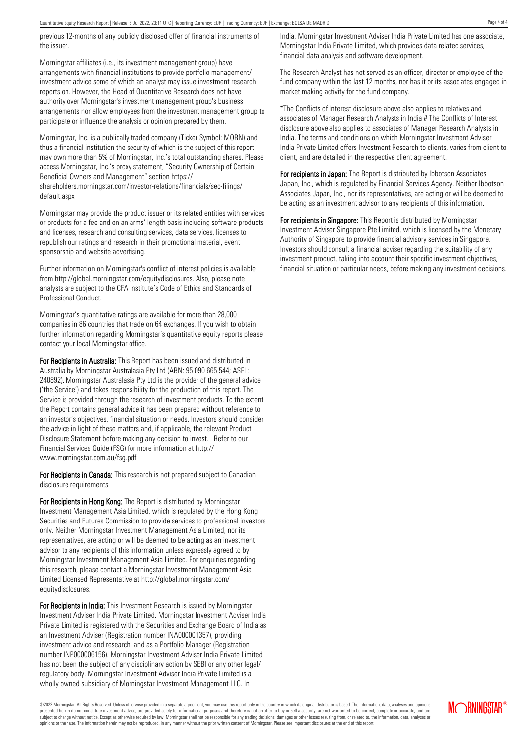previous 12-months of any publicly disclosed offer of financial instruments of the issuer.

Morningstar affiliates (i.e., its investment management group) have arrangements with financial institutions to provide portfolio management/ investment advice some of which an analyst may issue investment research reports on. However, the Head of Quantitative Research does not have authority over Morningstar's investment management group's business arrangements nor allow employees from the investment management group to participate or influence the analysis or opinion prepared by them.

Morningstar, Inc. is a publically traded company (Ticker Symbol: MORN) and thus a financial institution the security of which is the subject of this report may own more than 5% of Morningstar, Inc.'s total outstanding shares. Please access Morningstar, Inc.'s proxy statement, "Security Ownership of Certain Beneficial Owners and Management" section https://shareholders.morningstar.com/investor-relations/financials/sec-filings/default.aspx

Morningstar may provide the product issuer or its related entities with services or products for a fee and on an arms' length basis including software products and licenses, research and consulting services, data services, licenses to republish our ratings and research in their promotional material, event sponsorship and website advertising.

Further information on Morningstar's conflict of interest policies is available from http://global.morningstar.com/equitydisclosures. Also, please note analysts are subject to the CFA Institute's Code of Ethics and Standards of Professional Conduct.

Morningstar's quantitative ratings are available for more than 28,000 companies in 86 countries that trade on 64 exchanges. If you wish to obtain further information regarding Morningstar's quantitative equity reports please contact your local Morningstar office.

**For Recipients in Australia:** This Report has been issued and distributed in Australia by Morningstar Australasia Pty Ltd (ABN: 95 090 665 544; ASFL: 240892). Morningstar Australasia Pty Ltd is the provider of the general advice ('the Service') and takes responsibility for the production of this report. The Service is provided through the research of investment products. To the extent the Report contains general advice it has been prepared without reference to an investor's objectives, financial situation or needs. Investors should consider the advice in light of these matters and, if applicable, the relevant Product Disclosure Statement before making any decision to invest. Refer to our Financial Services Guide (FSG) for more information at http://www.morningstar.com.au/fsg.pdf

**For Recipients in Canada:** This research is not prepared subject to Canadian disclosure requirements

**For Recipients in Hong Kong:** The Report is distributed by Morningstar Investment Management Asia Limited, which is regulated by the Hong Kong Securities and Futures Commission to provide services to professional investors only. Neither Morningstar Investment Management Asia Limited, nor its representatives, are acting or will be deemed to be acting as an investment advisor to any recipients of this information unless expressly agreed to by Morningstar Investment Management Asia Limited. For enquiries regarding this research, please contact a Morningstar Investment Management Asia Limited Licensed Representative at http://global.morningstar.com/equitydisclosures.

**For Recipients in India:** This Investment Research is issued by Morningstar Investment Adviser India Private Limited. Morningstar Investment Adviser India Private Limited is registered with the Securities and Exchange Board of India as an Investment Adviser (Registration number INA000001357), providing investment advice and research, and as a Portfolio Manager (Registration number INP000006156). Morningstar Investment Adviser India Private Limited has not been the subject of any disciplinary action by SEBI or any other legal/ regulatory body. Morningstar Investment Adviser India Private Limited is a wholly owned subsidiary of Morningstar Investment Management LLC. In India, Morningstar Investment Adviser India Private Limited has one associate, Morningstar India Private Limited, which provides data related services, financial data analysis and software development.

The Research Analyst has not served as an officer, director or employee of the fund company within the last 12 months, nor has it or its associates engaged in market making activity for the fund company.

*The Conflicts of Interest disclosure above also applies to relatives and associates of Manager Research Analysts in India # The Conflicts of Interest disclosure above also applies to associates of Manager Research Analysts in India. The terms and conditions on which Morningstar Investment Adviser India Private Limited offers Investment Research to clients, varies from client to client, and are detailed in the respective client agreement.

**For recipients in Japan:** The Report is distributed by Ibbotson Associates Japan, Inc., which is regulated by Financial Services Agency. Neither Ibbotson Associates Japan, Inc., nor its representatives, are acting or will be deemed to be acting as an investment advisor to any recipients of this information.

**For recipients in Singapore:** This Report is distributed by Morningstar Investment Adviser Singapore Pte Limited, which is licensed by the Monetary Authority of Singapore to provide financial advisory services in Singapore. Investors should consult a financial adviser regarding the suitability of any investment product, taking into account their specific investment objectives, financial situation or particular needs, before making any investment decisions.